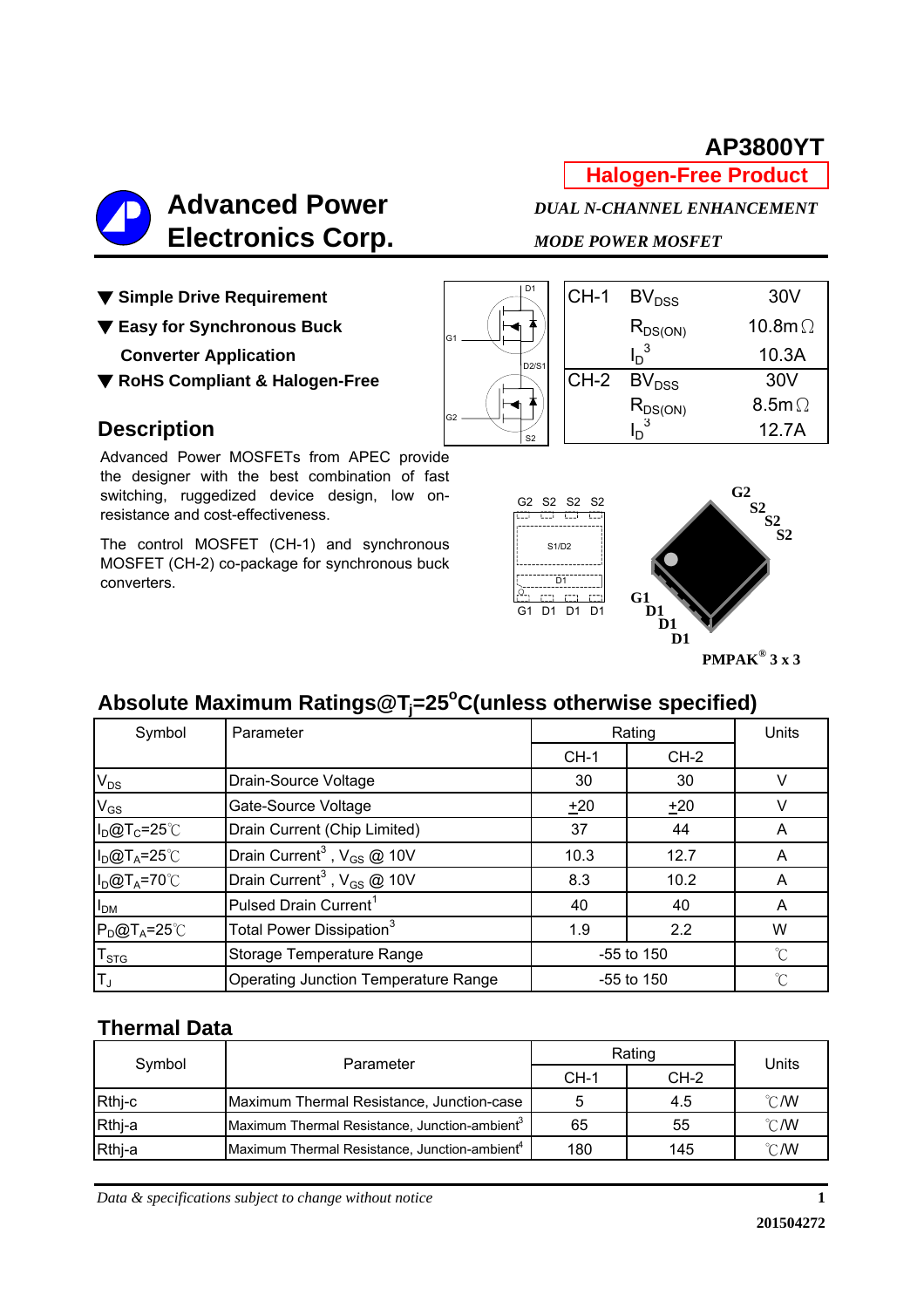# AP3800YT

**Halogen-Free Product**

## Advanced Power Electronics Corp.

***DUAL N-CHANNEL ENHANCEMENT MODE POWER MOSFET***

- ▼ **Simple Drive Requirement**
- ▼ **Easy for Synchronous Buck Converter Application**
- ▼ **RoHS Compliant & Halogen-Free**

| | | |
|---|---|---|
| CH-1 | $BV_{DSS}$ | 30V |
| | $R_{DS(ON)}$ | 10.8mΩ |
| | $I_D$ [3] | 10.3A |
| CH-2 | $BV_{DSS}$ | 30V |
| | $R_{DS(ON)}$ | 8.5mΩ |
| | $I_D$ [3] | 12.7A |

## Description

Advanced Power MOSFETs from APEC provide the designer with the best combination of fast switching, ruggedized device design, low on-resistance and cost-effectiveness.

The control MOSFET (CH-1) and synchronous MOSFET (CH-2) co-package for synchronous buck converters.

G2 S2 S2 S2

S1/D2

D1

G1 D1 D1 D1

G2 S2 S2 S2 G1 D1 D1 D1

**PMPAK® 3 x 3**

## Absolute Maximum Ratings@$T_j$=25°C(unless otherwise specified)

| Symbol | Parameter | Rating | | Units |
|---|---|---|---|---|
| | | CH-1 | CH-2 | |
| $V_{DS}$ | Drain-Source Voltage | 30 | 30 | V |
| $V_{GS}$ | Gate-Source Voltage | ±20 | ±20 | V |
| $I_D$@$T_C$=25℃ | Drain Current (Chip Limited) | 37 | 44 | A |
| $I_D$@$T_A$=25℃ | Drain Current[3] , $V_{GS}$ @ 10V | 10.3 | 12.7 | A |
| $I_D$@$T_A$=70℃ | Drain Current[3] , $V_{GS}$ @ 10V | 8.3 | 10.2 | A |
| $I_{DM}$ | Pulsed Drain Current[1] | 40 | 40 | A |
| $P_D$@$T_A$=25℃ | Total Power Dissipation[3] | 1.9 | 2.2 | W |
| $T_{STG}$ | Storage Temperature Range | -55 to 150 | | ℃ |
| $T_J$ | Operating Junction Temperature Range | -55 to 150 | | ℃ |

## Thermal Data

| Symbol | Parameter | Rating | | Units |
|---|---|---|---|---|
| | | CH-1 | CH-2 | |
| Rthj-c | Maximum Thermal Resistance, Junction-case | 5 | 4.5 | ℃/W |
| Rthj-a | Maximum Thermal Resistance, Junction-ambient[3] | 65 | 55 | ℃/W |
| Rthj-a | Maximum Thermal Resistance, Junction-ambient[4] | 180 | 145 | ℃/W |

*Data & specifications subject to change without notice*

201504272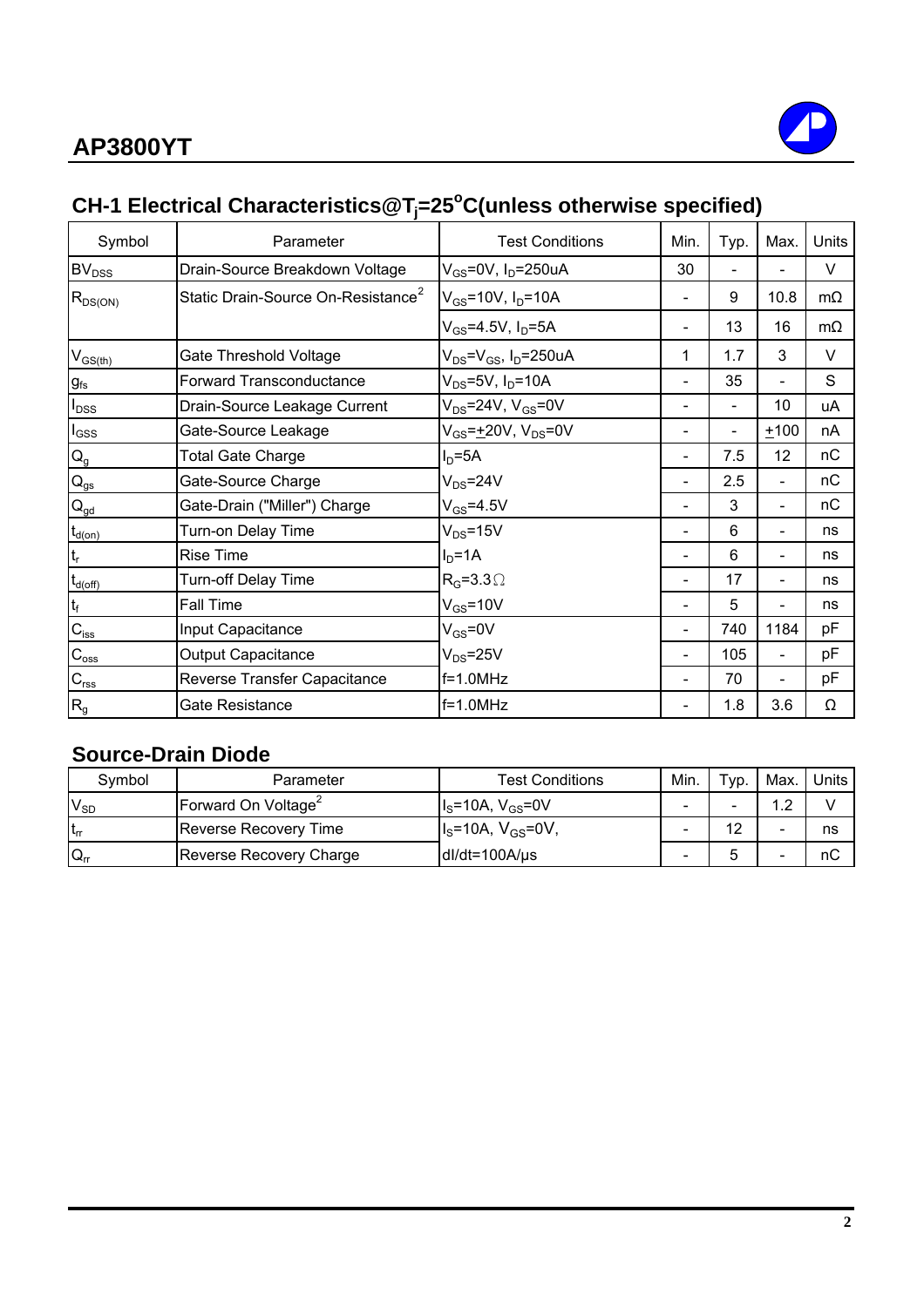## CH-1 Electrical Characteristics@$T_j$=25$^o$C(unless otherwise specified)

| Symbol | Parameter | Test Conditions | Min. | Typ. | Max. | Units |
|---|---|---|---|---|---|---|
| $BV_{DSS}$ | Drain-Source Breakdown Voltage | $V_{GS}$=0V, $I_D$=250uA | 30 | - | - | V |
| $R_{DS(ON)}$ | Static Drain-Source On-Resistance[2] | $V_{GS}$=10V, $I_D$=10A | - | 9 | 10.8 | mΩ |
| | | $V_{GS}$=4.5V, $I_D$=5A | - | 13 | 16 | mΩ |
| $V_{GS(th)}$ | Gate Threshold Voltage | $V_{DS}$=$V_{GS}$, $I_D$=250uA | 1 | 1.7 | 3 | V |
| $g_{fs}$ | Forward Transconductance | $V_{DS}$=5V, $I_D$=10A | - | 35 | - | S |
| $I_{DSS}$ | Drain-Source Leakage Current | $V_{DS}$=24V, $V_{GS}$=0V | - | - | 10 | uA |
| $I_{GSS}$ | Gate-Source Leakage | $V_{GS}$=$\pm$20V, $V_{DS}$=0V | - | - | $\pm$100 | nA |
| $Q_g$ | Total Gate Charge | $I_D$=5A | - | 7.5 | 12 | nC |
| $Q_{gs}$ | Gate-Source Charge | $V_{DS}$=24V | - | 2.5 | - | nC |
| $Q_{gd}$ | Gate-Drain ("Miller") Charge | $V_{GS}$=4.5V | - | 3 | - | nC |
| $t_{d(on)}$ | Turn-on Delay Time | $V_{DS}$=15V | - | 6 | - | ns |
| $t_r$ | Rise Time | $I_D$=1A | - | 6 | - | ns |
| $t_{d(off)}$ | Turn-off Delay Time | $R_G$=3.3Ω | - | 17 | - | ns |
| $t_f$ | Fall Time | $V_{GS}$=10V | - | 5 | - | ns |
| $C_{iss}$ | Input Capacitance | $V_{GS}$=0V | - | 740 | 1184 | pF |
| $C_{oss}$ | Output Capacitance | $V_{DS}$=25V | - | 105 | - | pF |
| $C_{rss}$ | Reverse Transfer Capacitance | f=1.0MHz | - | 70 | - | pF |
| $R_g$ | Gate Resistance | f=1.0MHz | - | 1.8 | 3.6 | Ω |

### Source-Drain Diode

| Symbol | Parameter | Test Conditions | Min. | Typ. | Max. | Units |
|---|---|---|---|---|---|---|
| $V_{SD}$ | Forward On Voltage[2] | $I_S$=10A, $V_{GS}$=0V | - | - | 1.2 | V |
| $t_{rr}$ | Reverse Recovery Time | $I_S$=10A, $V_{GS}$=0V, | - | 12 | - | ns |
| $Q_{rr}$ | Reverse Recovery Charge | dI/dt=100A/µs | - | 5 | - | nC |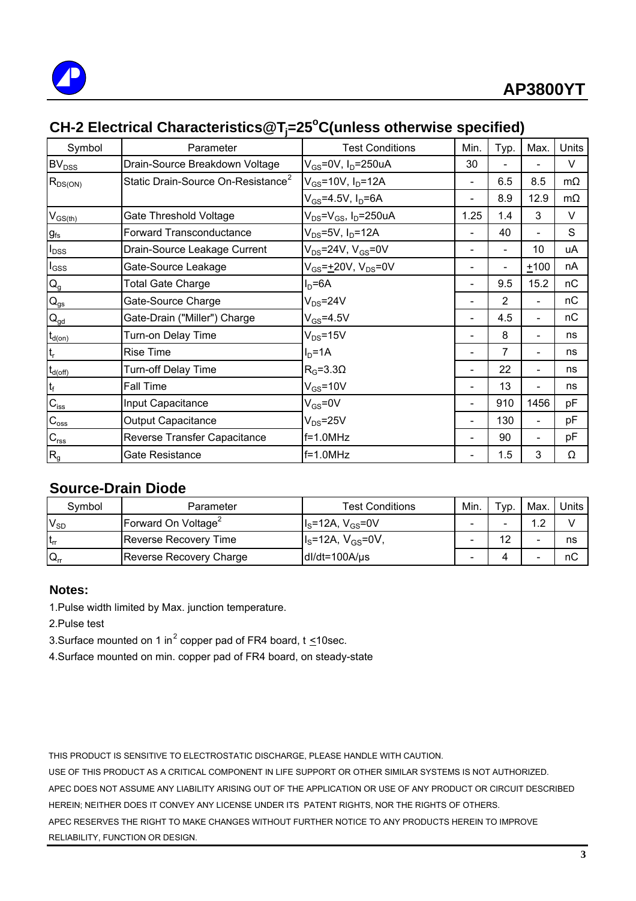## CH-2 Electrical Characteristics@$T_j$=25$^o$C(unless otherwise specified)

| Symbol | Parameter | Test Conditions | Min. | Typ. | Max. | Units |
|---|---|---|---|---|---|---|
| $BV_{DSS}$ | Drain-Source Breakdown Voltage | $V_{GS}$=0V, $I_D$=250uA | 30 | - | - | V |
| $R_{DS(ON)}$ | Static Drain-Source On-Resistance[2] | $V_{GS}$=10V, $I_D$=12A | - | 6.5 | 8.5 | mΩ |
| | | $V_{GS}$=4.5V, $I_D$=6A | - | 8.9 | 12.9 | mΩ |
| $V_{GS(th)}$ | Gate Threshold Voltage | $V_{DS}$=$V_{GS}$, $I_D$=250uA | 1.25 | 1.4 | 3 | V |
| $g_{fs}$ | Forward Transconductance | $V_{DS}$=5V, $I_D$=12A | - | 40 | - | S |
| $I_{DSS}$ | Drain-Source Leakage Current | $V_{DS}$=24V, $V_{GS}$=0V | - | - | 10 | uA |
| $I_{GSS}$ | Gate-Source Leakage | $V_{GS}$=$\pm$20V, $V_{DS}$=0V | - | - | $\pm$100 | nA |
| $Q_g$ | Total Gate Charge | $I_D$=6A | - | 9.5 | 15.2 | nC |
| $Q_{gs}$ | Gate-Source Charge | $V_{DS}$=24V | - | 2 | - | nC |
| $Q_{gd}$ | Gate-Drain ("Miller") Charge | $V_{GS}$=4.5V | - | 4.5 | - | nC |
| $t_{d(on)}$ | Turn-on Delay Time | $V_{DS}$=15V | - | 8 | - | ns |
| $t_r$ | Rise Time | $I_D$=1A | - | 7 | - | ns |
| $t_{d(off)}$ | Turn-off Delay Time | $R_G$=3.3Ω | - | 22 | - | ns |
| $t_f$ | Fall Time | $V_{GS}$=10V | - | 13 | - | ns |
| $C_{iss}$ | Input Capacitance | $V_{GS}$=0V | - | 910 | 1456 | pF |
| $C_{oss}$ | Output Capacitance | $V_{DS}$=25V | - | 130 | - | pF |
| $C_{rss}$ | Reverse Transfer Capacitance | f=1.0MHz | - | 90 | - | pF |
| $R_g$ | Gate Resistance | f=1.0MHz | - | 1.5 | 3 | Ω |

## Source-Drain Diode

| Symbol | Parameter | Test Conditions | Min. | Typ. | Max. | Units |
|---|---|---|---|---|---|---|
| $V_{SD}$ | Forward On Voltage[2] | $I_S$=12A, $V_{GS}$=0V | - | - | 1.2 | V |
| $t_{rr}$ | Reverse Recovery Time | $I_S$=12A, $V_{GS}$=0V, | - | 12 | - | ns |
| $Q_{rr}$ | Reverse Recovery Charge | dI/dt=100A/µs | - | 4 | - | nC |

**Notes:**

1.Pulse width limited by Max. junction temperature.

2.Pulse test

3.Surface mounted on 1 in$^2$ copper pad of FR4 board, t $\leq$10sec.

4.Surface mounted on min. copper pad of FR4 board, on steady-state

THIS PRODUCT IS SENSITIVE TO ELECTROSTATIC DISCHARGE, PLEASE HANDLE WITH CAUTION.

USE OF THIS PRODUCT AS A CRITICAL COMPONENT IN LIFE SUPPORT OR OTHER SIMILAR SYSTEMS IS NOT AUTHORIZED.

APEC DOES NOT ASSUME ANY LIABILITY ARISING OUT OF THE APPLICATION OR USE OF ANY PRODUCT OR CIRCUIT DESCRIBED HEREIN; NEITHER DOES IT CONVEY ANY LICENSE UNDER ITS PATENT RIGHTS, NOR THE RIGHTS OF OTHERS.

APEC RESERVES THE RIGHT TO MAKE CHANGES WITHOUT FURTHER NOTICE TO ANY PRODUCTS HEREIN TO IMPROVE RELIABILITY, FUNCTION OR DESIGN.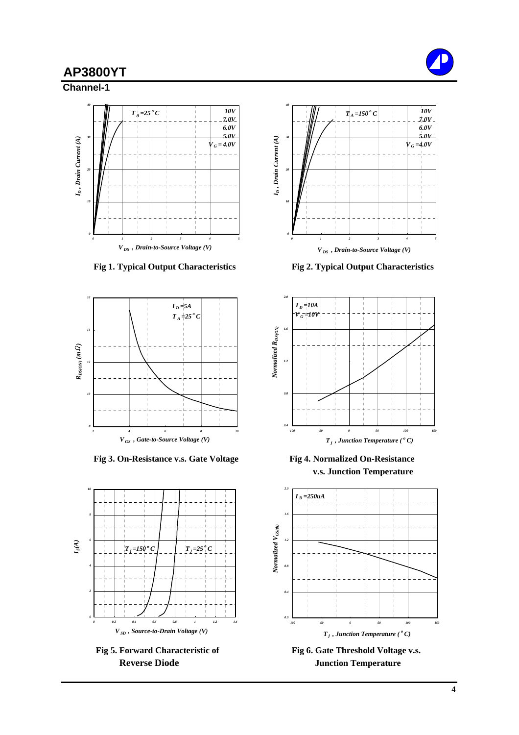# AP3800YT

## Channel-1

$T_A = 25^oC$

10V
7.0V
6.0V
5.0V
$V_G = 4.0V$

$I_D$ , Drain Current (A)

$V_{DS}$ , Drain-to-Source Voltage (V)

**Fig 1. Typical Output Characteristics**

$T_A = 150^oC$

10V
7.0V
6.0V
5.0V
$V_G = 4.0V$

$I_D$ , Drain Current (A)

$V_{DS}$ , Drain-to-Source Voltage (V)

**Fig 2. Typical Output Characteristics**

$I_D = 5A$
$T_A = 25^oC$

$R_{DS(ON)}$ (mΩ)

$V_{GS}$ , Gate-to-Source Voltage (V)

**Fig 3. On-Resistance v.s. Gate Voltage**

$I_D = 10A$
$V_G = 10V$

Normalized $R_{DS(ON)}$

$T_j$ , Junction Temperature ($^oC$)

**Fig 4. Normalized On-Resistance v.s. Junction Temperature**

$T_j = 150^oC$

$T_j = 25^oC$

$I_S(A)$

$V_{SD}$ , Source-to-Drain Voltage (V)

**Fig 5. Forward Characteristic of Reverse Diode**

$I_D = 250uA$

Normalized $V_{GS(th)}$

$T_j$ , Junction Temperature ($^oC$)

**Fig 6. Gate Threshold Voltage v.s. Junction Temperature**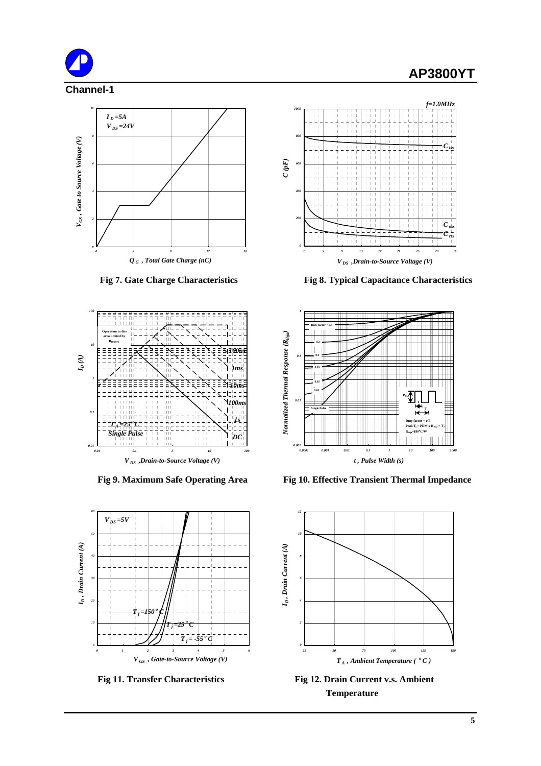## Channel-1

Fig 7. Gate Charge Characteristics

Fig 8. Typical Capacitance Characteristics

Fig 9. Maximum Safe Operating Area

Fig 10. Effective Transient Thermal Impedance

Fig 11. Transfer Characteristics

Fig 12. Drain Current v.s. Ambient Temperature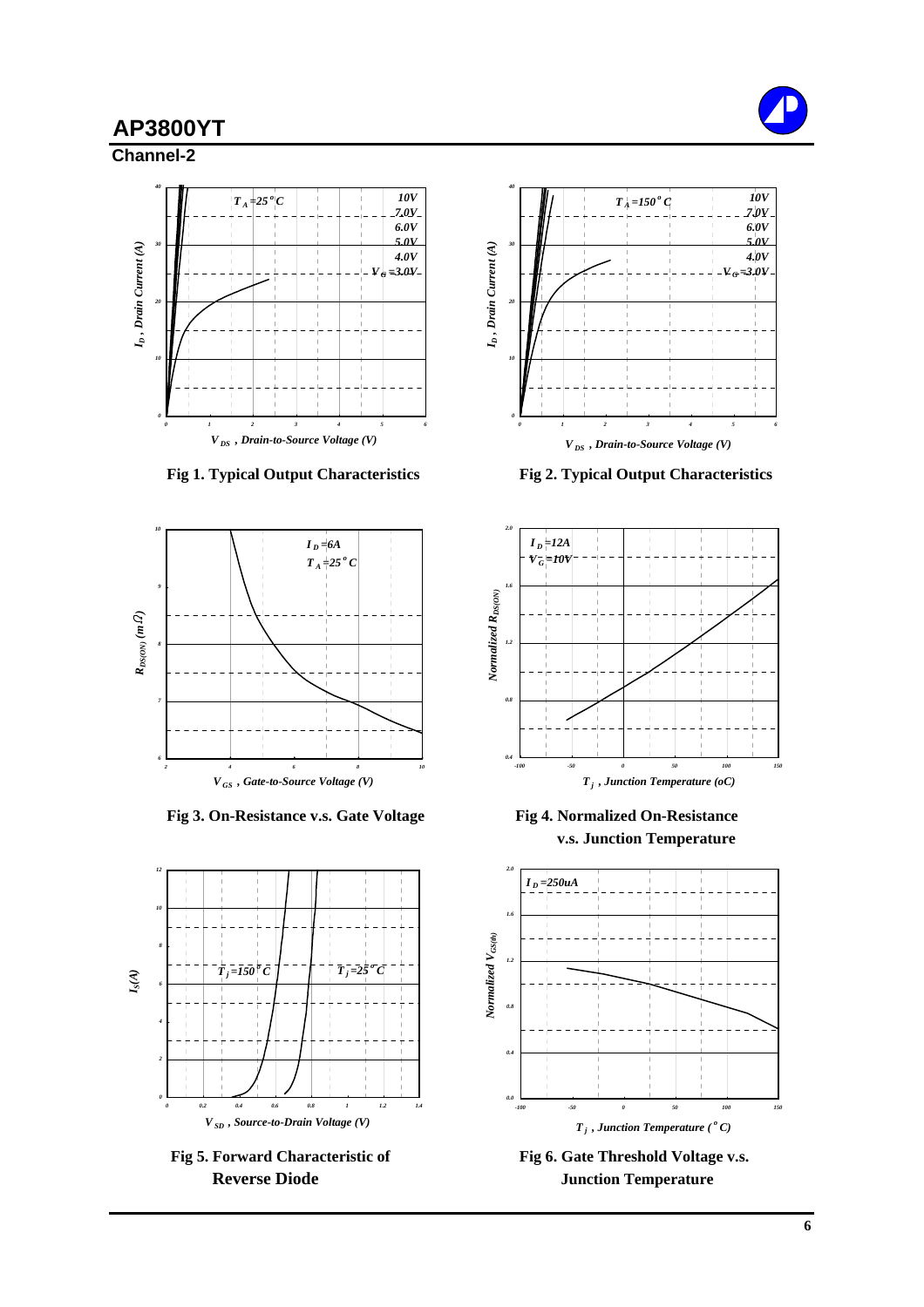## Channel-2

Fig 1. Typical Output Characteristics

Fig 2. Typical Output Characteristics

Fig 3. On-Resistance v.s. Gate Voltage

Fig 4. Normalized On-Resistance v.s. Junction Temperature

Fig 5. Forward Characteristic of Reverse Diode

Fig 6. Gate Threshold Voltage v.s. Junction Temperature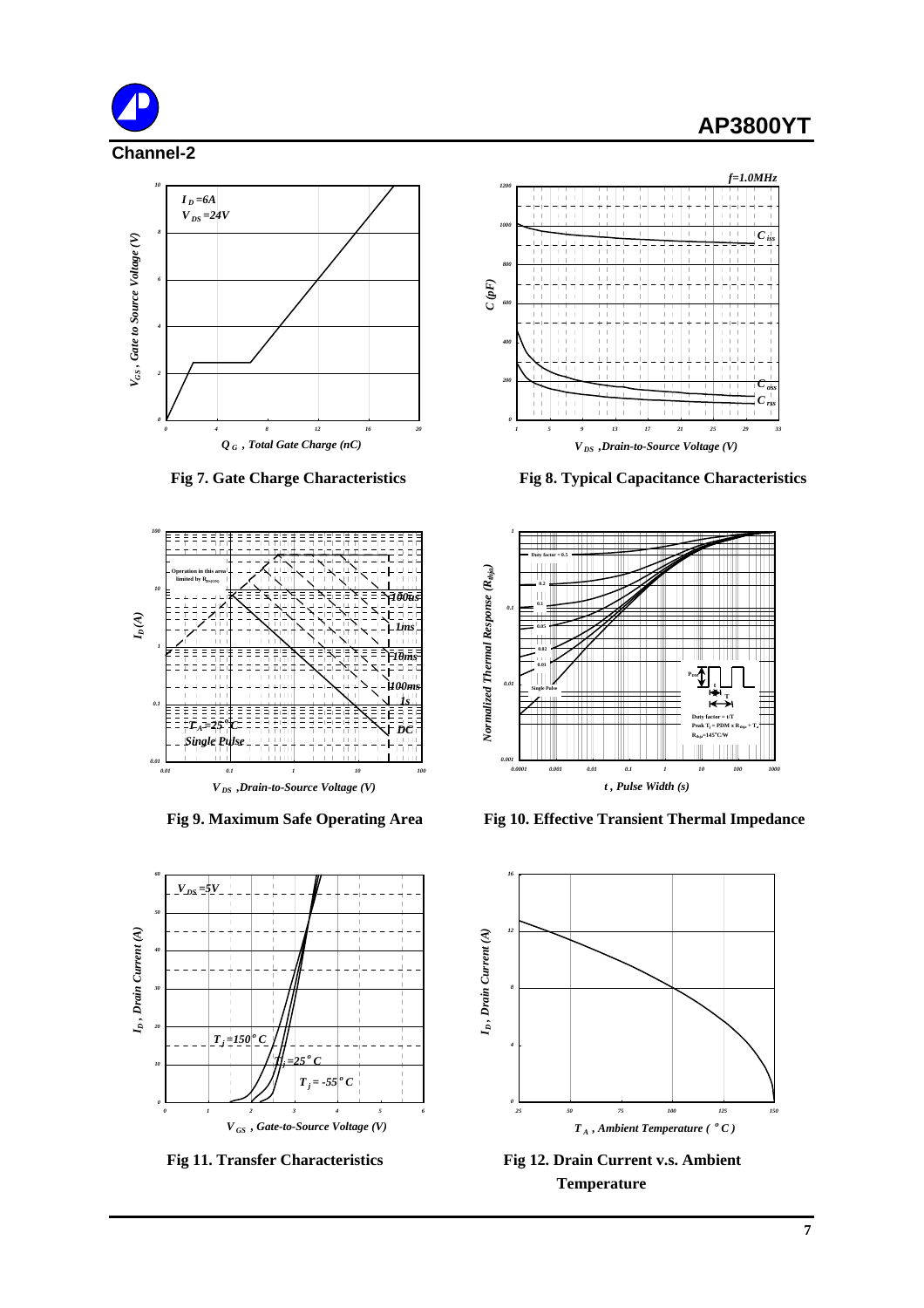## Channel-2

Fig 7. Gate Charge Characteristics

Fig 8. Typical Capacitance Characteristics

Fig 9. Maximum Safe Operating Area

Fig 10. Effective Transient Thermal Impedance

Fig 11. Transfer Characteristics

Fig 12. Drain Current v.s. Ambient Temperature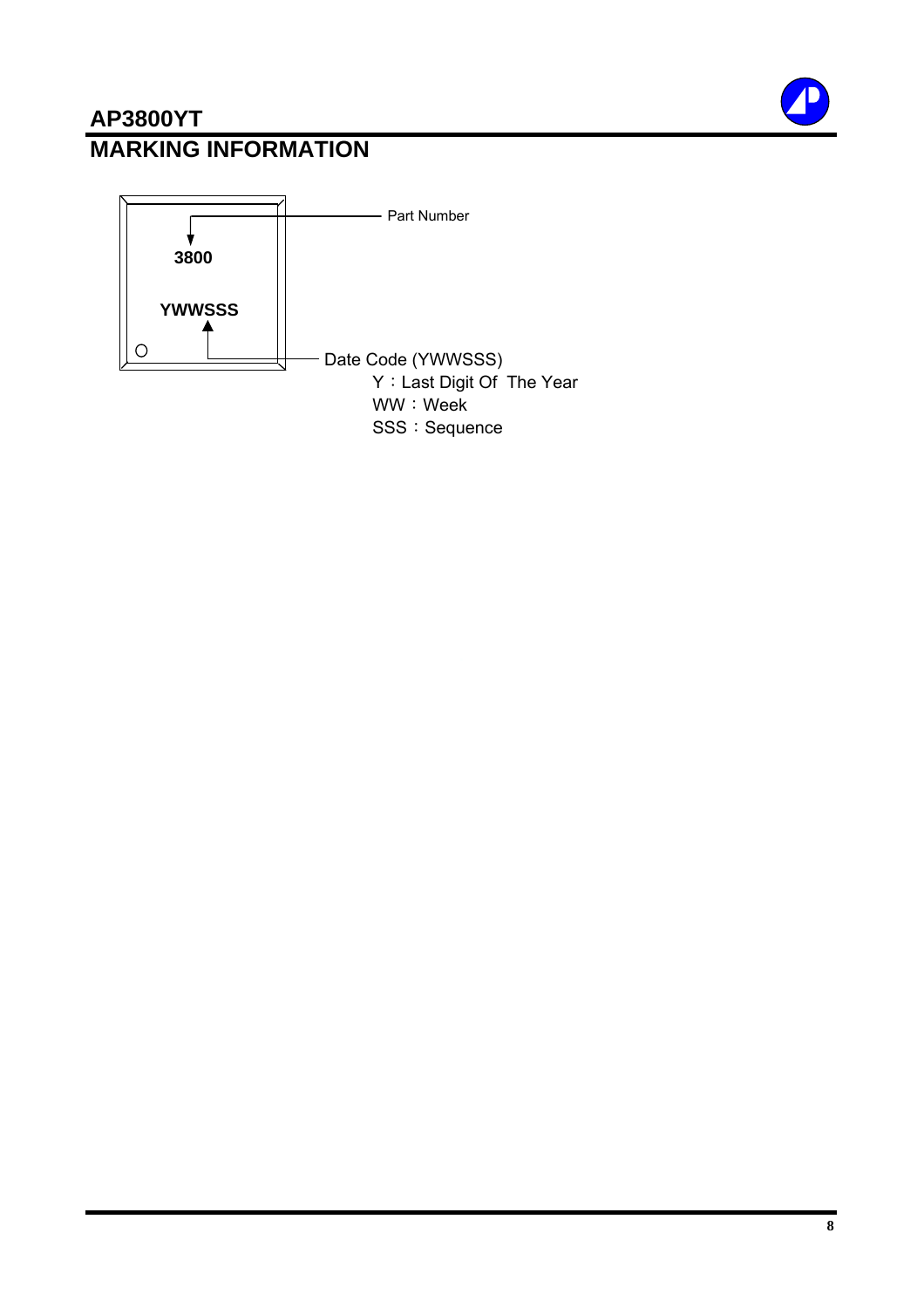# AP3800YT

## MARKING INFORMATION

3800

YWWSSS

Part Number

Date Code (YWWSSS)

Y：Last Digit Of The Year

WW：Week

SSS：Sequence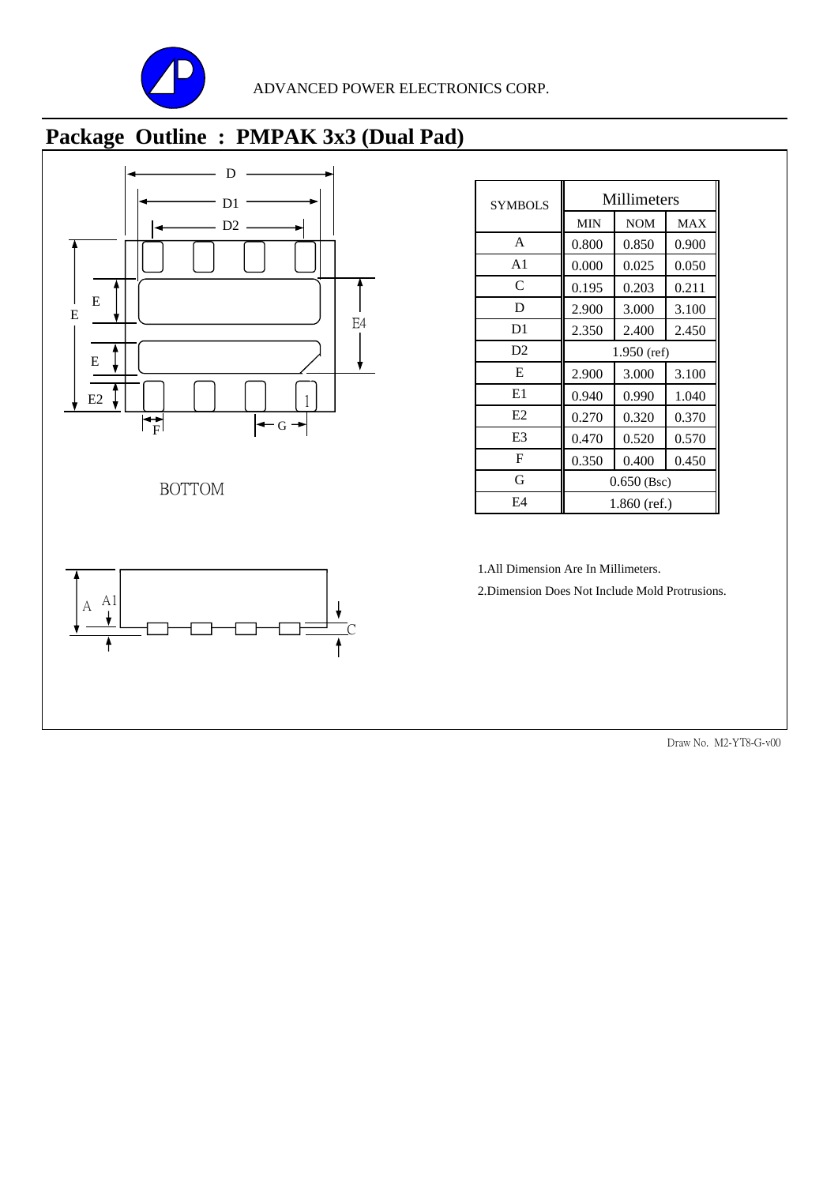ADVANCED POWER ELECTRONICS CORP.

# Package Outline : PMPAK 3x3 (Dual Pad)

BOTTOM

| SYMBOLS | Millimeters | | |
|---|---|---|---|
| | MIN | NOM | MAX |
| A | 0.800 | 0.850 | 0.900 |
| A1 | 0.000 | 0.025 | 0.050 |
| C | 0.195 | 0.203 | 0.211 |
| D | 2.900 | 3.000 | 3.100 |
| D1 | 2.350 | 2.400 | 2.450 |
| D2 | 1.950 (ref) | | |
| E | 2.900 | 3.000 | 3.100 |
| E1 | 0.940 | 0.990 | 1.040 |
| E2 | 0.270 | 0.320 | 0.370 |
| E3 | 0.470 | 0.520 | 0.570 |
| F | 0.350 | 0.400 | 0.450 |
| G | 0.650 (Bsc) | | |
| E4 | 1.860 (ref.) | | |

1.All Dimension Are In Millimeters.

2.Dimension Does Not Include Mold Protrusions.

Draw No. M2-YT8-G-v00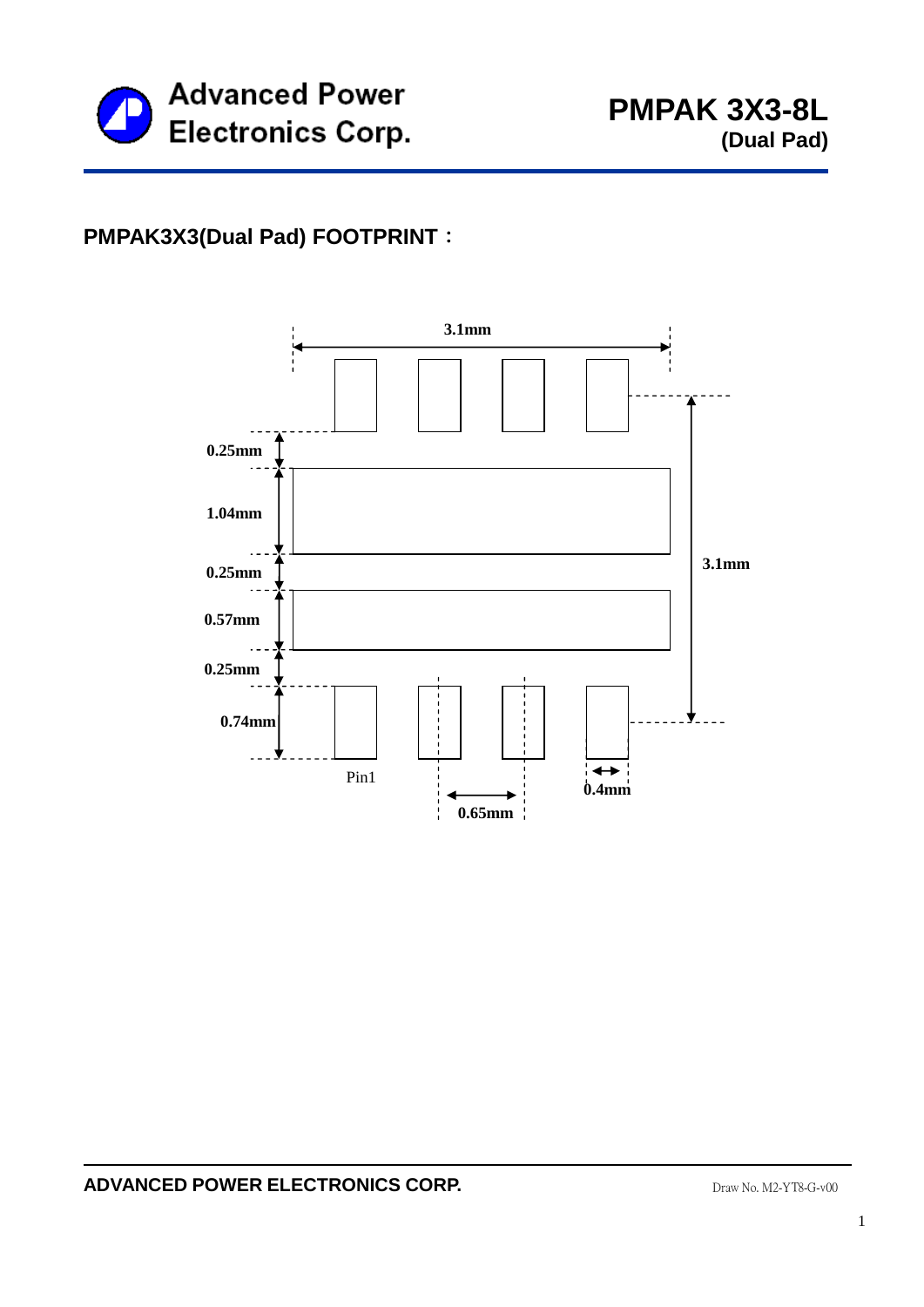## PMPAK3X3(Dual Pad) FOOTPRINT：

3.1mm

0.25mm

1.04mm

0.25mm

0.57mm

0.25mm

0.74mm

3.1mm

Pin1

0.65mm

0.4mm

Draw No. M2-YT8-G-v00